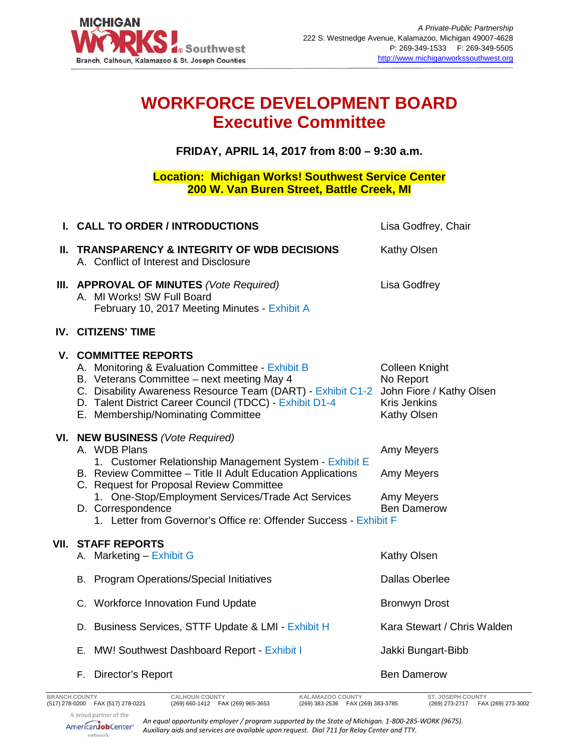MICHIGAN WORKS! Southwest
Branch, Calhoun, Kalamazoo & St. Joseph Counties

*A Private-Public Partnership*
222 S. Westnedge Avenue, Kalamazoo, Michigan 49007-4628
P: 269-349-1533 F: 269-349-5505
http://www.michiganworkssouthwest.org

# WORKFORCE DEVELOPMENT BOARD
# Executive Committee

**FRIDAY, APRIL 14, 2017 from 8:00 – 9:30 a.m.**

**Location: Michigan Works! Southwest Service Center**
**200 W. Van Buren Street, Battle Creek, MI**

| | |
|---|---|
| **I. CALL TO ORDER / INTRODUCTIONS** | Lisa Godfrey, Chair |
| **II. TRANSPARENCY & INTEGRITY OF WDB DECISIONS** | Kathy Olsen |
| A. Conflict of Interest and Disclosure | |
| **III. APPROVAL OF MINUTES** *(Vote Required)* | Lisa Godfrey |
| A. MI Works! SW Full Board February 10, 2017 Meeting Minutes - Exhibit A | |
| **IV. CITIZENS' TIME** | |
| **V. COMMITTEE REPORTS** | |
| A. Monitoring & Evaluation Committee - Exhibit B | Colleen Knight |
| B. Veterans Committee – next meeting May 4 | No Report |
| C. Disability Awareness Resource Team (DART) - Exhibit C1-2 | John Fiore / Kathy Olsen |
| D. Talent District Career Council (TDCC) - Exhibit D1-4 | Kris Jenkins |
| E. Membership/Nominating Committee | Kathy Olsen |
| **VI. NEW BUSINESS** *(Vote Required)* | |
| A. WDB Plans | Amy Meyers |
| 1. Customer Relationship Management System - Exhibit E | |
| B. Review Committee – Title II Adult Education Applications | Amy Meyers |
| C. Request for Proposal Review Committee | |
| 1. One-Stop/Employment Services/Trade Act Services | Amy Meyers |
| D. Correspondence | Ben Damerow |
| 1. Letter from Governor's Office re: Offender Success - Exhibit F | |
| **VII. STAFF REPORTS** | |
| A. Marketing – Exhibit G | Kathy Olsen |
| B. Program Operations/Special Initiatives | Dallas Oberlee |
| C. Workforce Innovation Fund Update | Bronwyn Drost |
| D. Business Services, STTF Update & LMI - Exhibit H | Kara Stewart / Chris Walden |
| E. MW! Southwest Dashboard Report - Exhibit I | Jakki Bungart-Bibb |
| F. Director's Report | Ben Damerow |

| BRANCH COUNTY | CALHOUN COUNTY | KALAMAZOO COUNTY | ST. JOSEPH COUNTY |
|---|---|---|---|
| (517) 278-0200 FAX (517) 278-0221 | (269) 660-1412 FAX (269) 965-3653 | (269) 383-2536 FAX (269) 383-3785 | (269) 273-2717 FAX (269) 273-3002 |

A proud partner of the AmericanJobCenter network

*An equal opportunity employer / program supported by the State of Michigan. 1-800-285-WORK (9675). Auxiliary aids and services are available upon request. Dial 711 for Relay Center and TTY.*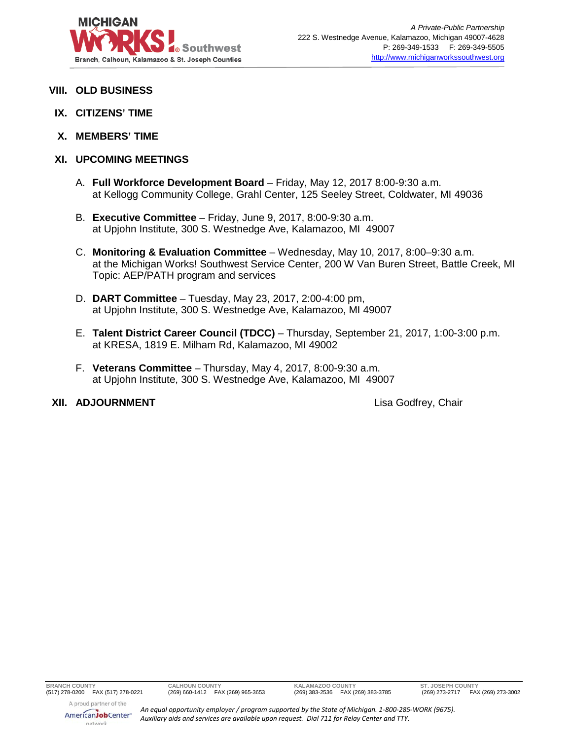## VIII. OLD BUSINESS

## IX. CITIZENS' TIME

## X. MEMBERS' TIME

## XI. UPCOMING MEETINGS

A. **Full Workforce Development Board** – Friday, May 12, 2017 8:00-9:30 a.m. at Kellogg Community College, Grahl Center, 125 Seeley Street, Coldwater, MI 49036

B. **Executive Committee** – Friday, June 9, 2017, 8:00-9:30 a.m. at Upjohn Institute, 300 S. Westnedge Ave, Kalamazoo, MI 49007

C. **Monitoring & Evaluation Committee** – Wednesday, May 10, 2017, 8:00–9:30 a.m. at the Michigan Works! Southwest Service Center, 200 W Van Buren Street, Battle Creek, MI Topic: AEP/PATH program and services

D. **DART Committee** – Tuesday, May 23, 2017, 2:00-4:00 pm, at Upjohn Institute, 300 S. Westnedge Ave, Kalamazoo, MI 49007

E. **Talent District Career Council (TDCC)** – Thursday, September 21, 2017, 1:00-3:00 p.m. at KRESA, 1819 E. Milham Rd, Kalamazoo, MI 49002

F. **Veterans Committee** – Thursday, May 4, 2017, 8:00-9:30 a.m. at Upjohn Institute, 300 S. Westnedge Ave, Kalamazoo, MI 49007

## XII. ADJOURNMENT

Lisa Godfrey, Chair